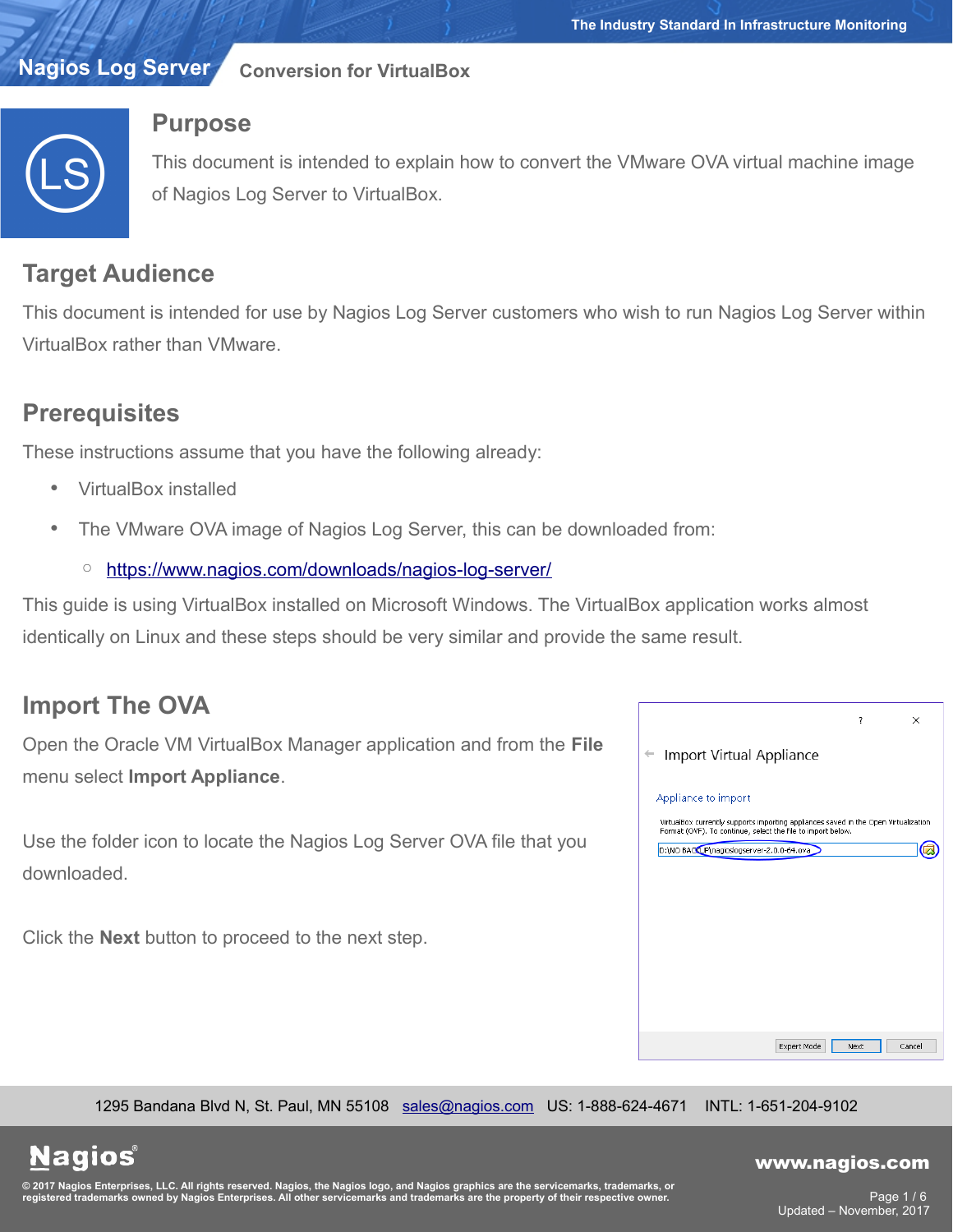# Nagios Log Server

## Conversion for VirtualBox

## Purpose

This document is intended to explain how to convert the VMware OVA virtual machine image of Nagios Log Server to VirtualBox.

## Target Audience

This document is intended for use by Nagios Log Server customers who wish to run Nagios Log Server within VirtualBox rather than VMware.

## Prerequisites

These instructions assume that you have the following already:

- VirtualBox installed
- The VMware OVA image of Nagios Log Server, this can be downloaded from:
  - https://www.nagios.com/downloads/nagios-log-server/

This guide is using VirtualBox installed on Microsoft Windows. The VirtualBox application works almost identically on Linux and these steps should be very similar and provide the same result.

## Import The OVA

Open the Oracle VM VirtualBox Manager application and from the **File** menu select **Import Appliance**.

Use the folder icon to locate the Nagios Log Server OVA file that you downloaded.

Click the **Next** button to proceed to the next step.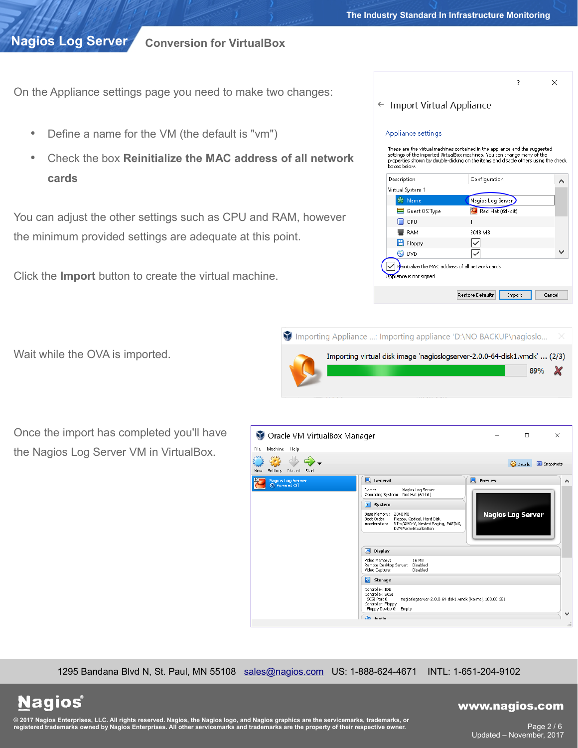On the Appliance settings page you need to make two changes:

- Define a name for the VM (the default is "vm")
- Check the box **Reinitialize the MAC address of all network cards**

You can adjust the other settings such as CPU and RAM, however the minimum provided settings are adequate at this point.

Click the **Import** button to create the virtual machine.

Wait while the OVA is imported.

Once the import has completed you'll have the Nagios Log Server VM in VirtualBox.

1295 Bandana Blvd N, St. Paul, MN 55108 sales@nagios.com US: 1-888-624-4671 INTL: 1-651-204-9102

© 2017 Nagios Enterprises, LLC. All rights reserved. Nagios, the Nagios logo, and Nagios graphics are the servicemarks, trademarks, or registered trademarks owned by Nagios Enterprises. All other servicemarks and trademarks are the property of their respective owner.

www.nagios.com

Updated – November, 2017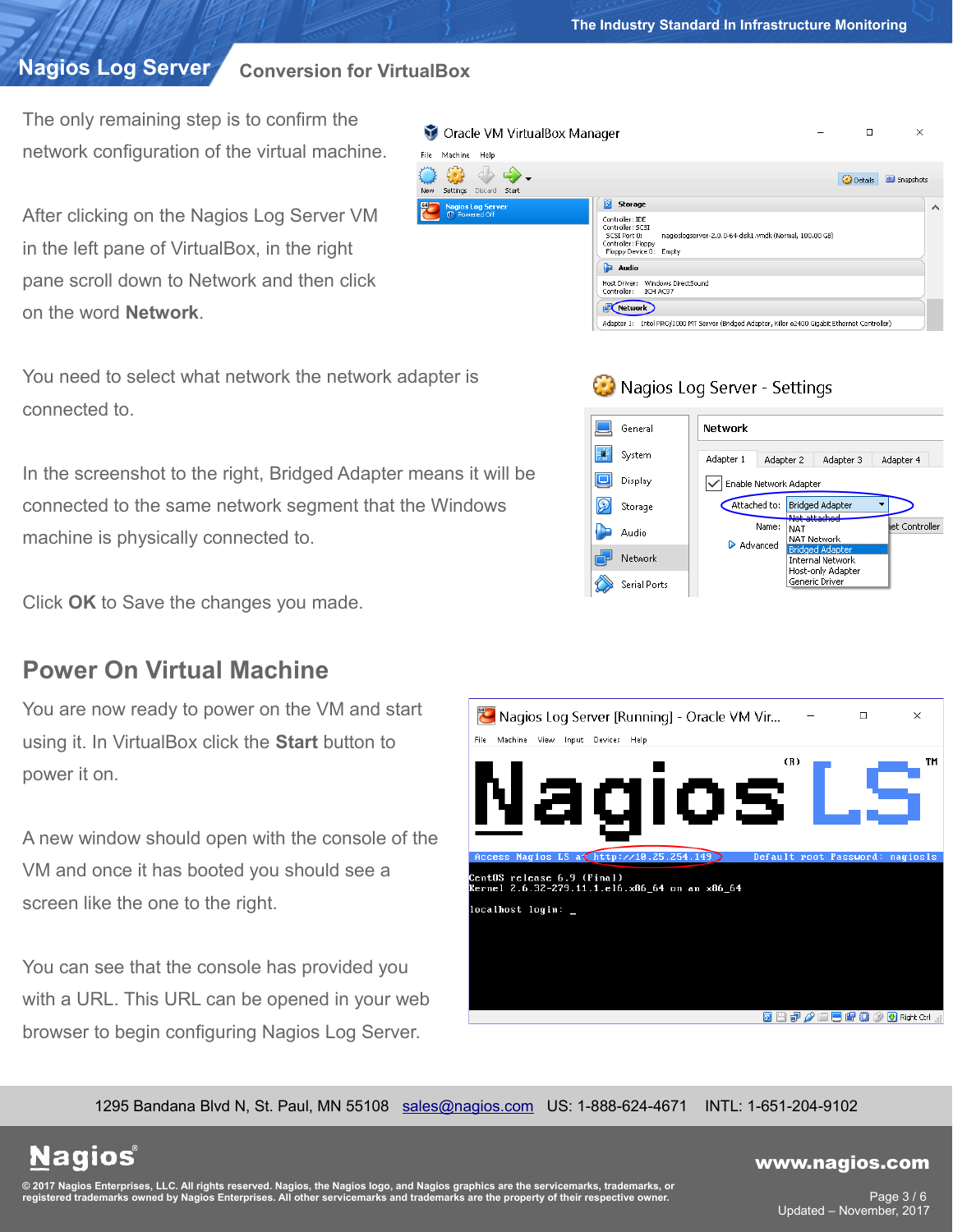The only remaining step is to confirm the network configuration of the virtual machine.

After clicking on the Nagios Log Server VM in the left pane of VirtualBox, in the right pane scroll down to Network and then click on the word **Network**.

You need to select what network the network adapter is connected to.

In the screenshot to the right, Bridged Adapter means it will be connected to the same network segment that the Windows machine is physically connected to.

Click **OK** to Save the changes you made.

## Power On Virtual Machine

You are now ready to power on the VM and start using it. In VirtualBox click the **Start** button to power it on.

A new window should open with the console of the VM and once it has booted you should see a screen like the one to the right.

You can see that the console has provided you with a URL. This URL can be opened in your web browser to begin configuring Nagios Log Server.

1295 Bandana Blvd N, St. Paul, MN 55108 sales@nagios.com US: 1-888-624-4671 INTL: 1-651-204-9102

© 2017 Nagios Enterprises, LLC. All rights reserved. Nagios, the Nagios logo, and Nagios graphics are the servicemarks, trademarks, or registered trademarks owned by Nagios Enterprises. All other servicemarks and trademarks are the property of their respective owner.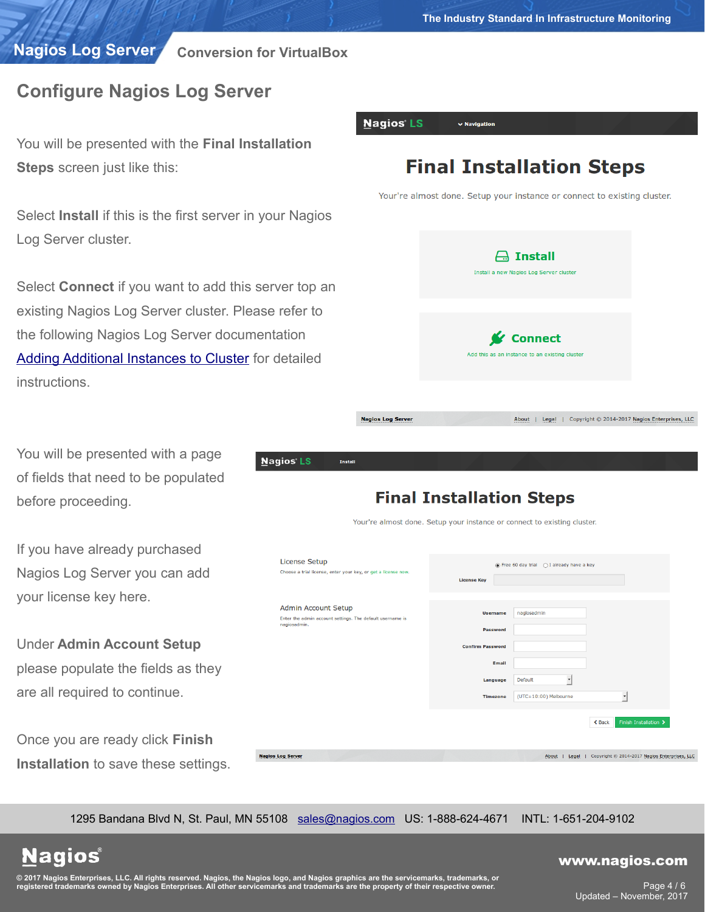## Configure Nagios Log Server

You will be presented with the **Final Installation Steps** screen just like this:

Select **Install** if this is the first server in your Nagios Log Server cluster.

Select **Connect** if you want to add this server top an existing Nagios Log Server cluster. Please refer to the following Nagios Log Server documentation [Adding Additional Instances to Cluster] for detailed instructions.

You will be presented with a page of fields that need to be populated before proceeding.

If you have already purchased Nagios Log Server you can add your license key here.

Under **Admin Account Setup** please populate the fields as they are all required to continue.

Once you are ready click **Finish Installation** to save these settings.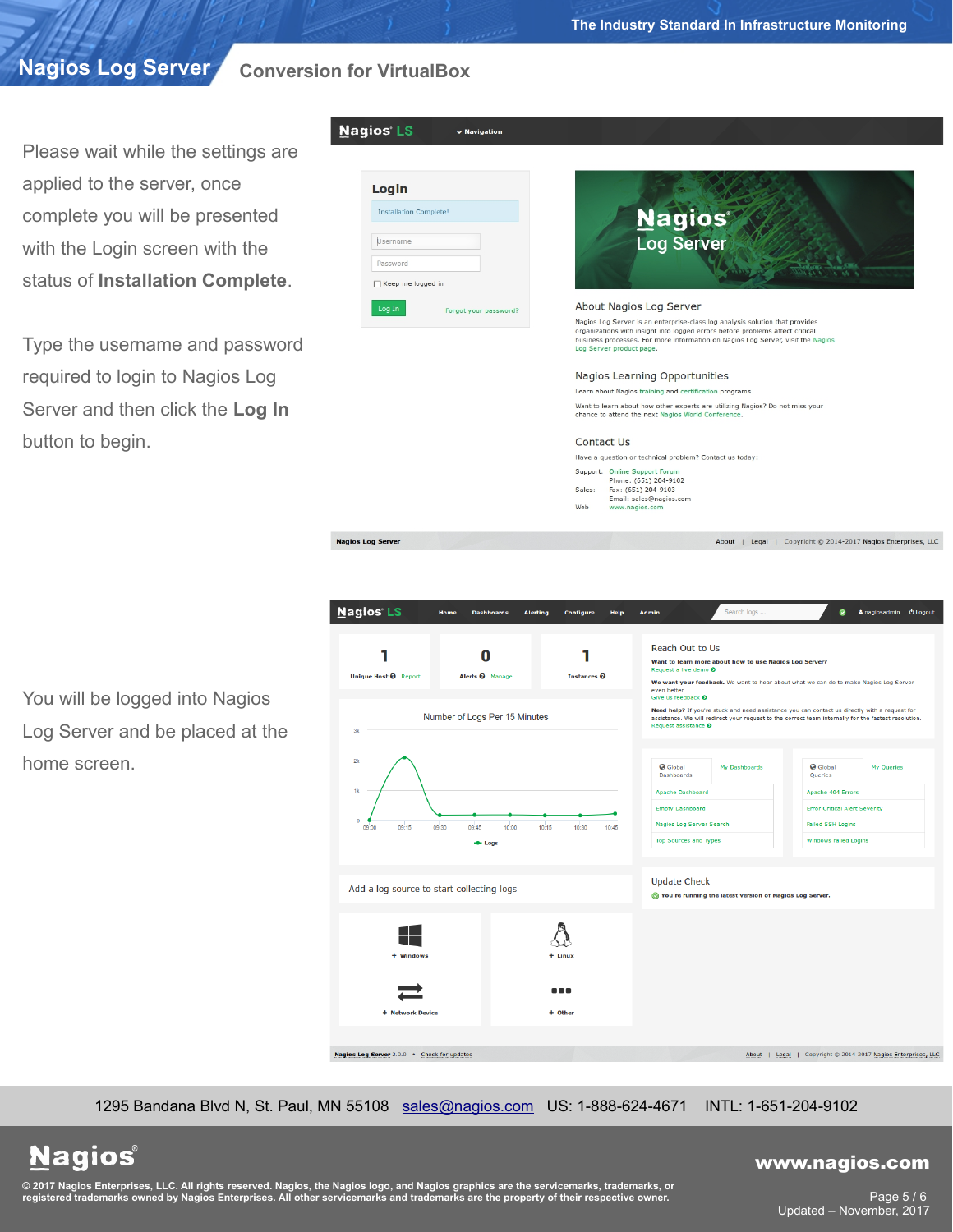Please wait while the settings are applied to the server, once complete you will be presented with the Login screen with the status of **Installation Complete**.

Type the username and password required to login to Nagios Log Server and then click the **Log In** button to begin.

You will be logged into Nagios Log Server and be placed at the home screen.

1295 Bandana Blvd N, St. Paul, MN 55108 sales@nagios.com US: 1-888-624-4671 INTL: 1-651-204-9102

© 2017 Nagios Enterprises, LLC. All rights reserved. Nagios, the Nagios logo, and Nagios graphics are the servicemarks, trademarks, or registered trademarks owned by Nagios Enterprises. All other servicemarks and trademarks are the property of their respective owner.

Updated – November, 2017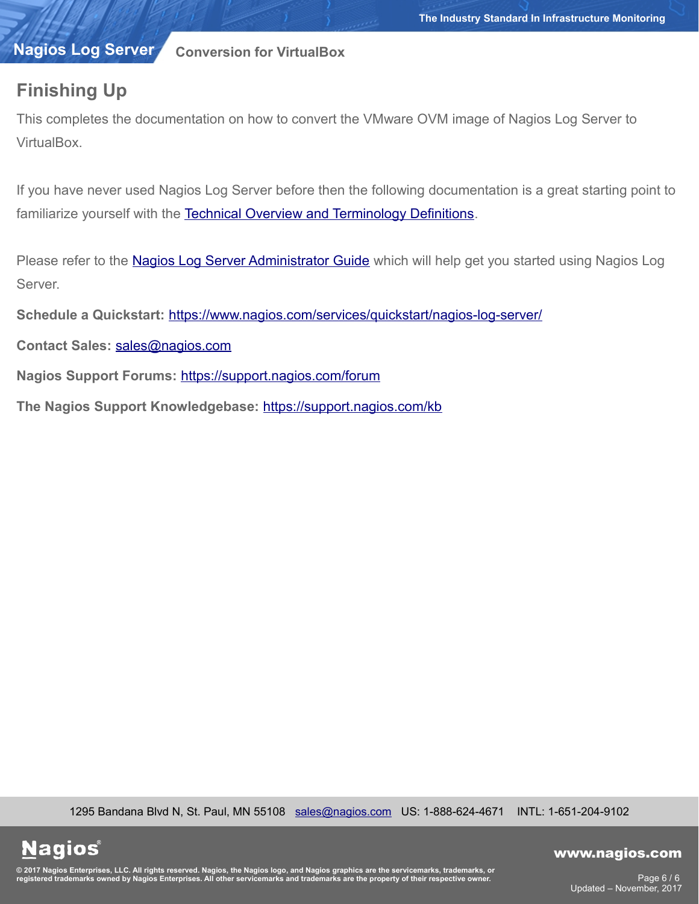## Finishing Up

This completes the documentation on how to convert the VMware OVM image of Nagios Log Server to VirtualBox.

If you have never used Nagios Log Server before then the following documentation is a great starting point to familiarize yourself with the Technical Overview and Terminology Definitions.

Please refer to the Nagios Log Server Administrator Guide which will help get you started using Nagios Log Server.

**Schedule a Quickstart:** https://www.nagios.com/services/quickstart/nagios-log-server/

**Contact Sales:** sales@nagios.com

**Nagios Support Forums:** https://support.nagios.com/forum

**The Nagios Support Knowledgebase:** https://support.nagios.com/kb